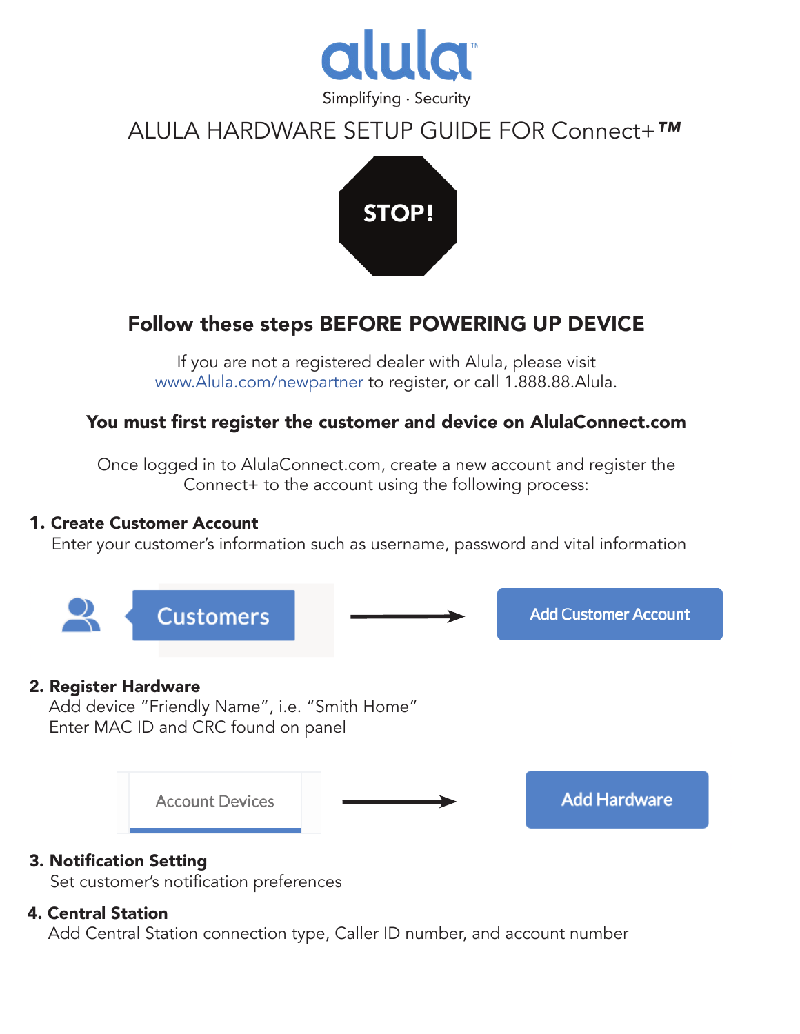alula

Simplifying · Security

# ALULA HARDWARE SETUP GUIDE FOR Connect+™

STOP!

## Follow these steps BEFORE POWERING UP DEVICE

If you are not a registered dealer with Alula, please visit www.Alula.com/newpartner to register, or call 1.888.88.Alula.

**You must first register the customer and device on AlulaConnect.com**

Once logged in to AlulaConnect.com, create a new account and register the Connect+ to the account using the following process:

1. **Create Customer Account**
   Enter your customer's information such as username, password and vital information

Customers → Add Customer Account

2. **Register Hardware**
   Add device "Friendly Name", i.e. "Smith Home"
   Enter MAC ID and CRC found on panel

Account Devices → Add Hardware

3. **Notification Setting**
   Set customer's notification preferences

4. **Central Station**
   Add Central Station connection type, Caller ID number, and account number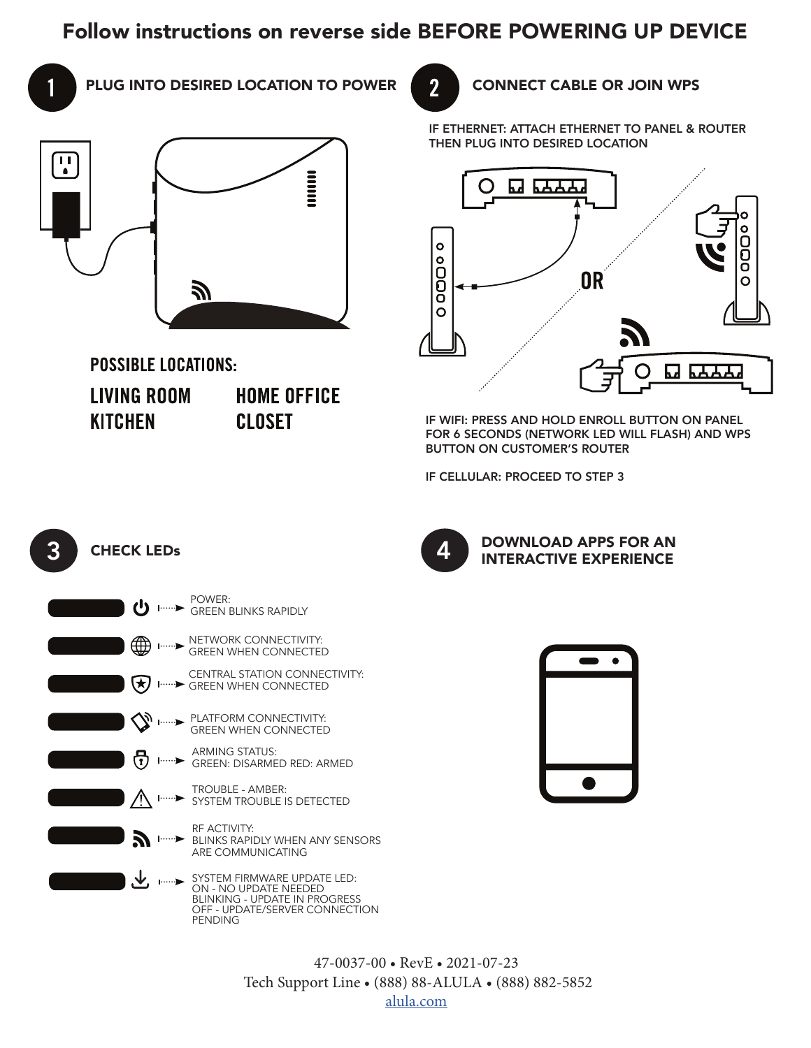# Follow instructions on reverse side BEFORE POWERING UP DEVICE

## 1 PLUG INTO DESIRED LOCATION TO POWER

POSSIBLE LOCATIONS:

- LIVING ROOM
- KITCHEN
- HOME OFFICE
- CLOSET

## 2 CONNECT CABLE OR JOIN WPS

IF ETHERNET: ATTACH ETHERNET TO PANEL & ROUTER THEN PLUG INTO DESIRED LOCATION

OR

IF WIFI: PRESS AND HOLD ENROLL BUTTON ON PANEL FOR 6 SECONDS (NETWORK LED WILL FLASH) AND WPS BUTTON ON CUSTOMER'S ROUTER

IF CELLULAR: PROCEED TO STEP 3

## 3 CHECK LEDs

- POWER: GREEN BLINKS RAPIDLY
- NETWORK CONNECTIVITY: GREEN WHEN CONNECTED
- CENTRAL STATION CONNECTIVITY: GREEN WHEN CONNECTED
- PLATFORM CONNECTIVITY: GREEN WHEN CONNECTED
- ARMING STATUS: GREEN: DISARMED RED: ARMED
- TROUBLE - AMBER: SYSTEM TROUBLE IS DETECTED
- RF ACTIVITY: BLINKS RAPIDLY WHEN ANY SENSORS ARE COMMUNICATING
- SYSTEM FIRMWARE UPDATE LED: ON - NO UPDATE NEEDED BLINKING - UPDATE IN PROGRESS OFF - UPDATE/SERVER CONNECTION PENDING

## 4 DOWNLOAD APPS FOR AN INTERACTIVE EXPERIENCE

47-0037-00 • RevE • 2021-07-23
Tech Support Line • (888) 88-ALULA • (888) 882-5852
alula.com